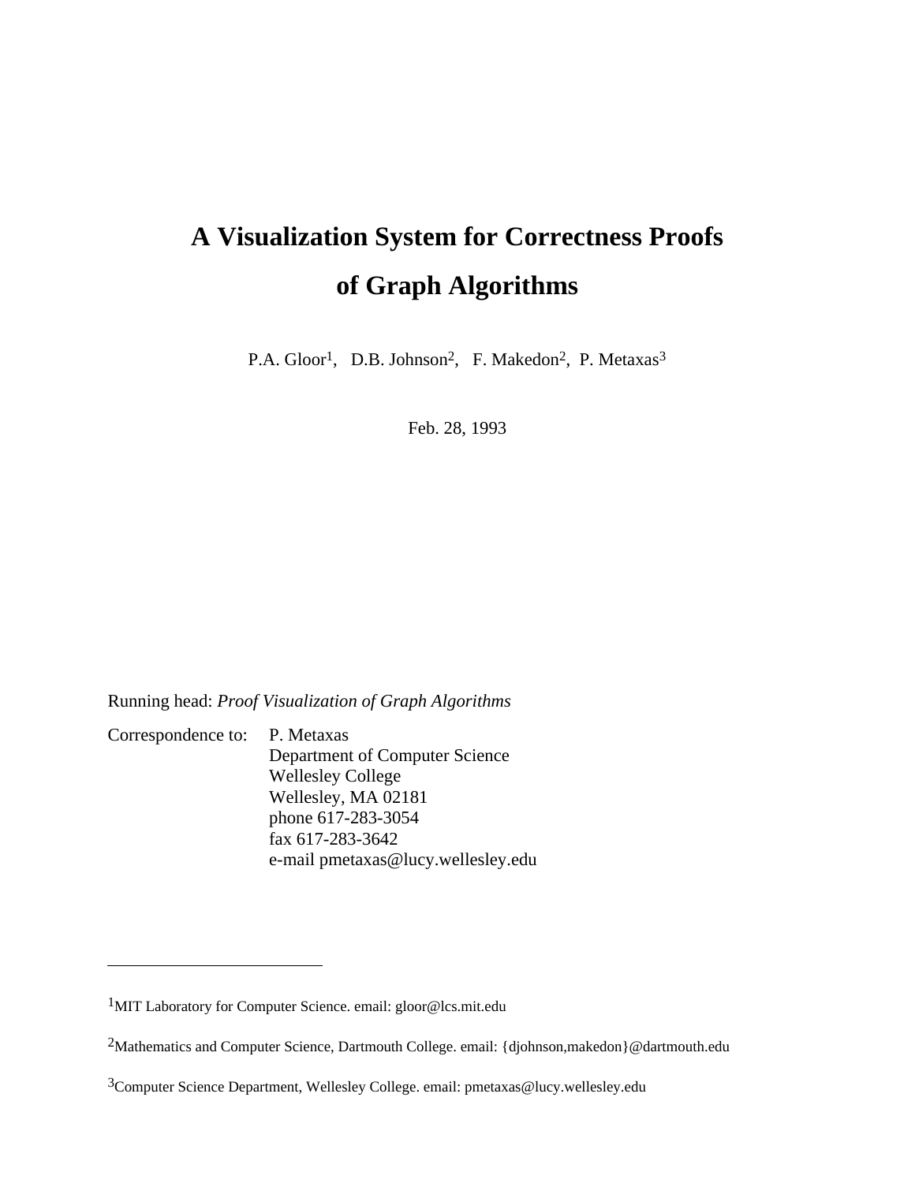# A Visualization System for Correctness Proofs of Graph Algorithms

P.A. Gloor[1], D.B. Johnson[2], F. Makedon[2], P. Metaxas[3]

Feb. 28, 1993

Running head: *Proof Visualization of Graph Algorithms*

Correspondence to: P. Metaxas
Department of Computer Science
Wellesley College
Wellesley, MA 02181
phone 617-283-3054
fax 617-283-3642
e-mail pmetaxas@lucy.wellesley.edu

---

[1]MIT Laboratory for Computer Science. email: gloor@lcs.mit.edu

[2]Mathematics and Computer Science, Dartmouth College. email: {djohnson,makedon}@dartmouth.edu

[3]Computer Science Department, Wellesley College. email: pmetaxas@lucy.wellesley.edu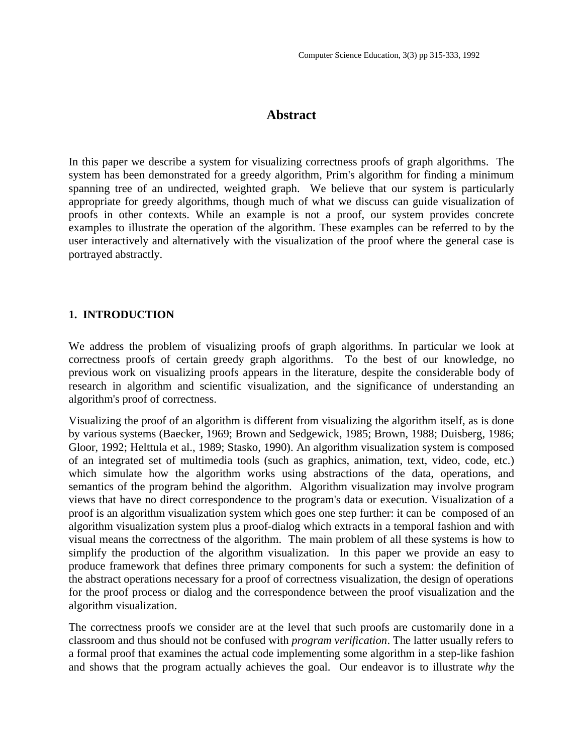# Abstract

In this paper we describe a system for visualizing correctness proofs of graph algorithms. The system has been demonstrated for a greedy algorithm, Prim's algorithm for finding a minimum spanning tree of an undirected, weighted graph. We believe that our system is particularly appropriate for greedy algorithms, though much of what we discuss can guide visualization of proofs in other contexts. While an example is not a proof, our system provides concrete examples to illustrate the operation of the algorithm. These examples can be referred to by the user interactively and alternatively with the visualization of the proof where the general case is portrayed abstractly.

## 1. INTRODUCTION

We address the problem of visualizing proofs of graph algorithms. In particular we look at correctness proofs of certain greedy graph algorithms. To the best of our knowledge, no previous work on visualizing proofs appears in the literature, despite the considerable body of research in algorithm and scientific visualization, and the significance of understanding an algorithm's proof of correctness.

Visualizing the proof of an algorithm is different from visualizing the algorithm itself, as is done by various systems (Baecker, 1969; Brown and Sedgewick, 1985; Brown, 1988; Duisberg, 1986; Gloor, 1992; Helttula et al., 1989; Stasko, 1990). An algorithm visualization system is composed of an integrated set of multimedia tools (such as graphics, animation, text, video, code, etc.) which simulate how the algorithm works using abstractions of the data, operations, and semantics of the program behind the algorithm. Algorithm visualization may involve program views that have no direct correspondence to the program's data or execution. Visualization of a proof is an algorithm visualization system which goes one step further: it can be composed of an algorithm visualization system plus a proof-dialog which extracts in a temporal fashion and with visual means the correctness of the algorithm. The main problem of all these systems is how to simplify the production of the algorithm visualization. In this paper we provide an easy to produce framework that defines three primary components for such a system: the definition of the abstract operations necessary for a proof of correctness visualization, the design of operations for the proof process or dialog and the correspondence between the proof visualization and the algorithm visualization.

The correctness proofs we consider are at the level that such proofs are customarily done in a classroom and thus should not be confused with *program verification*. The latter usually refers to a formal proof that examines the actual code implementing some algorithm in a step-like fashion and shows that the program actually achieves the goal. Our endeavor is to illustrate *why* the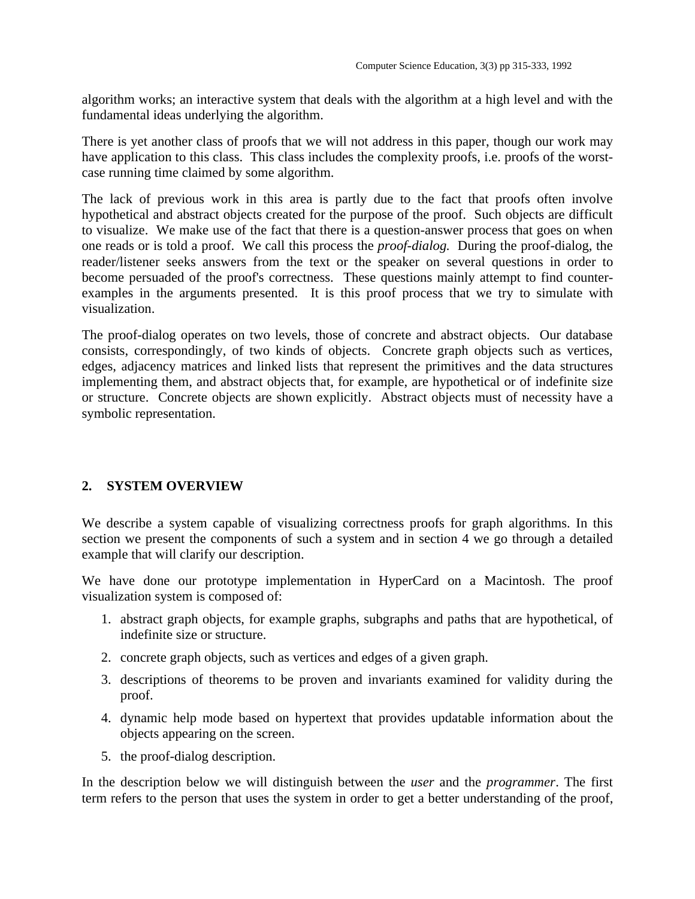algorithm works; an interactive system that deals with the algorithm at a high level and with the fundamental ideas underlying the algorithm.

There is yet another class of proofs that we will not address in this paper, though our work may have application to this class. This class includes the complexity proofs, i.e. proofs of the worst-case running time claimed by some algorithm.

The lack of previous work in this area is partly due to the fact that proofs often involve hypothetical and abstract objects created for the purpose of the proof. Such objects are difficult to visualize. We make use of the fact that there is a question-answer process that goes on when one reads or is told a proof. We call this process the *proof-dialog.* During the proof-dialog, the reader/listener seeks answers from the text or the speaker on several questions in order to become persuaded of the proof's correctness. These questions mainly attempt to find counter-examples in the arguments presented. It is this proof process that we try to simulate with visualization.

The proof-dialog operates on two levels, those of concrete and abstract objects. Our database consists, correspondingly, of two kinds of objects. Concrete graph objects such as vertices, edges, adjacency matrices and linked lists that represent the primitives and the data structures implementing them, and abstract objects that, for example, are hypothetical or of indefinite size or structure. Concrete objects are shown explicitly. Abstract objects must of necessity have a symbolic representation.

## 2. SYSTEM OVERVIEW

We describe a system capable of visualizing correctness proofs for graph algorithms. In this section we present the components of such a system and in section 4 we go through a detailed example that will clarify our description.

We have done our prototype implementation in HyperCard on a Macintosh. The proof visualization system is composed of:

1. abstract graph objects, for example graphs, subgraphs and paths that are hypothetical, of indefinite size or structure.
2. concrete graph objects, such as vertices and edges of a given graph.
3. descriptions of theorems to be proven and invariants examined for validity during the proof.
4. dynamic help mode based on hypertext that provides updatable information about the objects appearing on the screen.
5. the proof-dialog description.

In the description below we will distinguish between the *user* and the *programmer*. The first term refers to the person that uses the system in order to get a better understanding of the proof,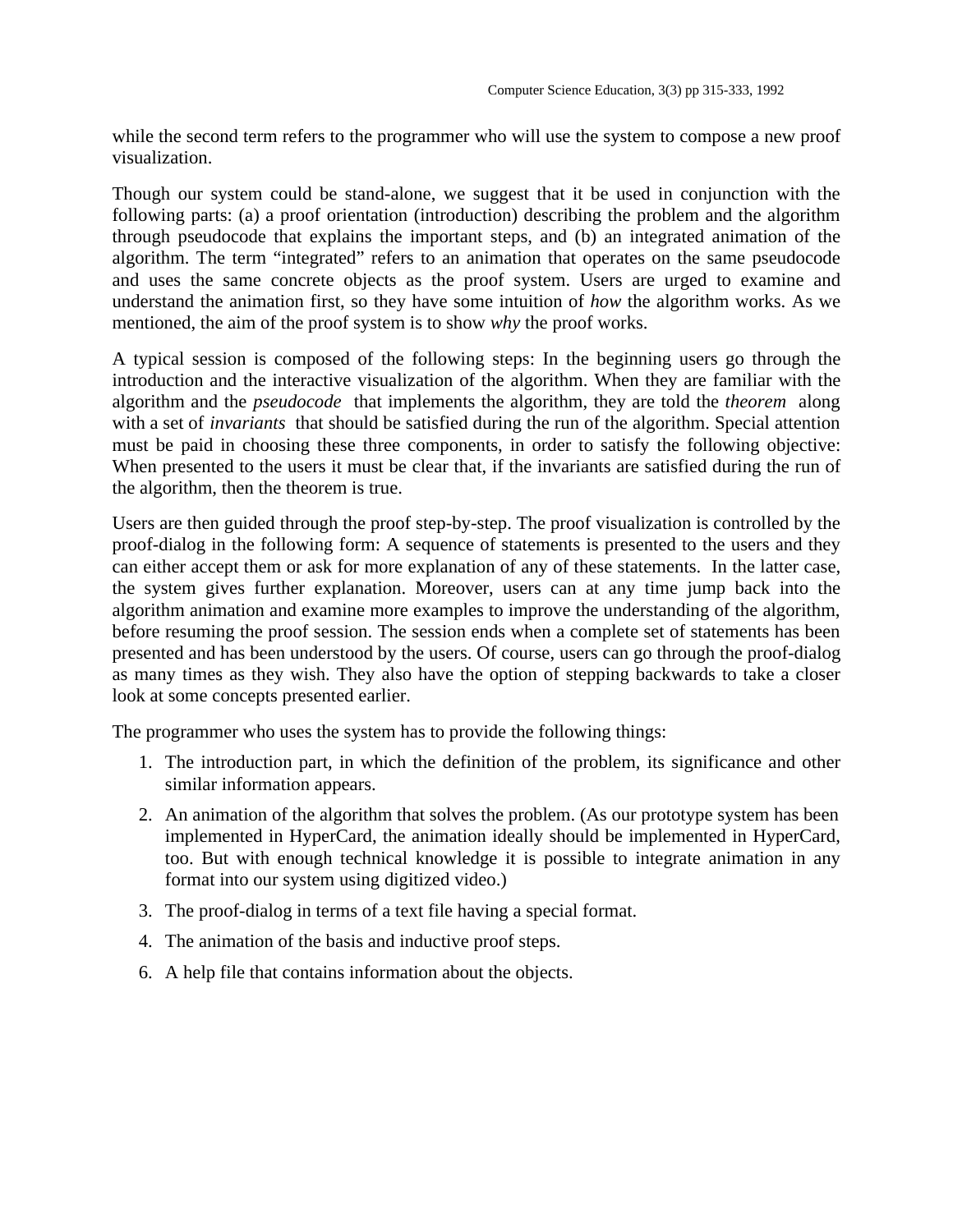while the second term refers to the programmer who will use the system to compose a new proof visualization.

Though our system could be stand-alone, we suggest that it be used in conjunction with the following parts: (a) a proof orientation (introduction) describing the problem and the algorithm through pseudocode that explains the important steps, and (b) an integrated animation of the algorithm. The term "integrated" refers to an animation that operates on the same pseudocode and uses the same concrete objects as the proof system. Users are urged to examine and understand the animation first, so they have some intuition of *how* the algorithm works. As we mentioned, the aim of the proof system is to show *why* the proof works.

A typical session is composed of the following steps: In the beginning users go through the introduction and the interactive visualization of the algorithm. When they are familiar with the algorithm and the *pseudocode* that implements the algorithm, they are told the *theorem* along with a set of *invariants* that should be satisfied during the run of the algorithm. Special attention must be paid in choosing these three components, in order to satisfy the following objective: When presented to the users it must be clear that, if the invariants are satisfied during the run of the algorithm, then the theorem is true.

Users are then guided through the proof step-by-step. The proof visualization is controlled by the proof-dialog in the following form: A sequence of statements is presented to the users and they can either accept them or ask for more explanation of any of these statements. In the latter case, the system gives further explanation. Moreover, users can at any time jump back into the algorithm animation and examine more examples to improve the understanding of the algorithm, before resuming the proof session. The session ends when a complete set of statements has been presented and has been understood by the users. Of course, users can go through the proof-dialog as many times as they wish. They also have the option of stepping backwards to take a closer look at some concepts presented earlier.

The programmer who uses the system has to provide the following things:

1. The introduction part, in which the definition of the problem, its significance and other similar information appears.
2. An animation of the algorithm that solves the problem. (As our prototype system has been implemented in HyperCard, the animation ideally should be implemented in HyperCard, too. But with enough technical knowledge it is possible to integrate animation in any format into our system using digitized video.)
3. The proof-dialog in terms of a text file having a special format.
4. The animation of the basis and inductive proof steps.
6. A help file that contains information about the objects.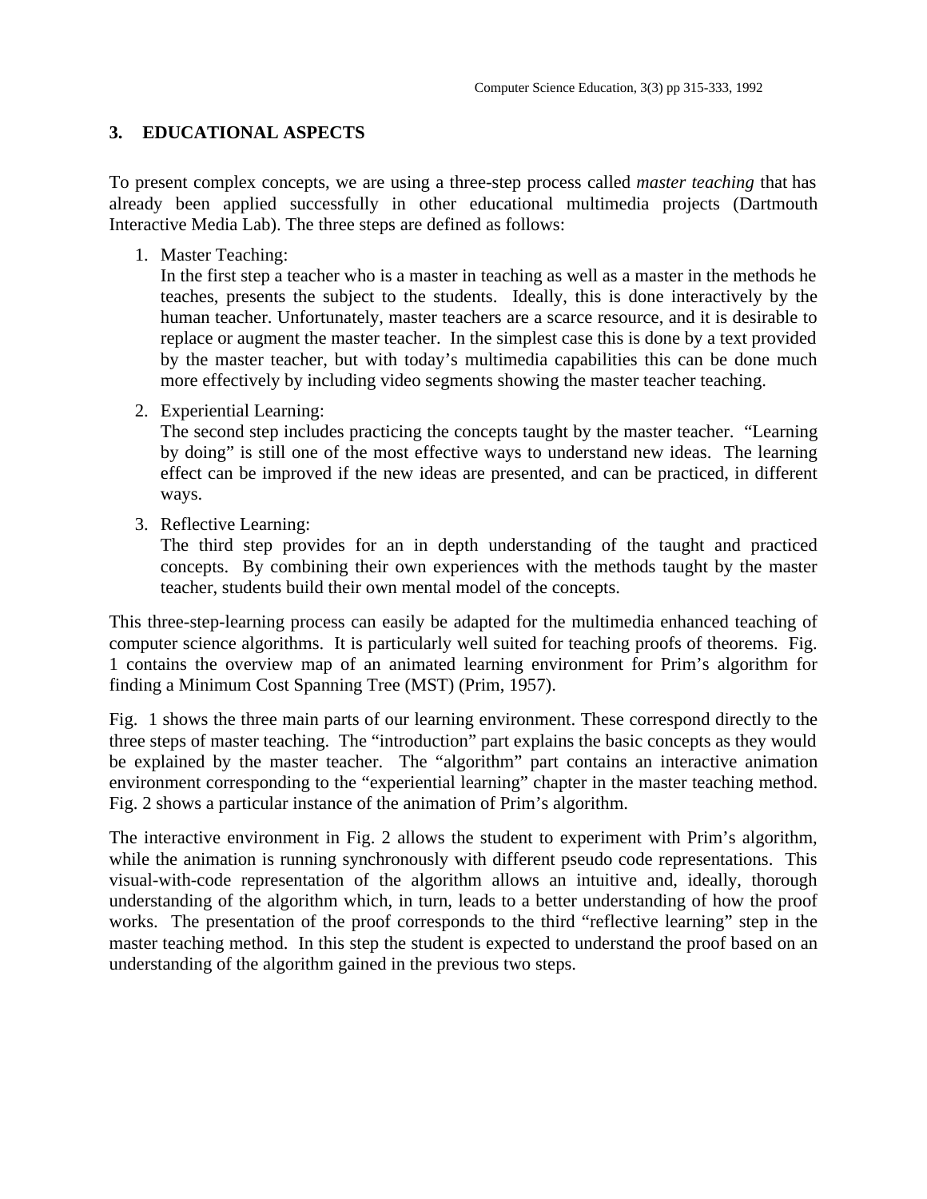## 3. EDUCATIONAL ASPECTS

To present complex concepts, we are using a three-step process called *master teaching* that has already been applied successfully in other educational multimedia projects (Dartmouth Interactive Media Lab). The three steps are defined as follows:

1. Master Teaching:
   In the first step a teacher who is a master in teaching as well as a master in the methods he teaches, presents the subject to the students. Ideally, this is done interactively by the human teacher. Unfortunately, master teachers are a scarce resource, and it is desirable to replace or augment the master teacher. In the simplest case this is done by a text provided by the master teacher, but with today's multimedia capabilities this can be done much more effectively by including video segments showing the master teacher teaching.

2. Experiential Learning:
   The second step includes practicing the concepts taught by the master teacher. "Learning by doing" is still one of the most effective ways to understand new ideas. The learning effect can be improved if the new ideas are presented, and can be practiced, in different ways.

3. Reflective Learning:
   The third step provides for an in depth understanding of the taught and practiced concepts. By combining their own experiences with the methods taught by the master teacher, students build their own mental model of the concepts.

This three-step-learning process can easily be adapted for the multimedia enhanced teaching of computer science algorithms. It is particularly well suited for teaching proofs of theorems. Fig. 1 contains the overview map of an animated learning environment for Prim's algorithm for finding a Minimum Cost Spanning Tree (MST) (Prim, 1957).

Fig. 1 shows the three main parts of our learning environment. These correspond directly to the three steps of master teaching. The "introduction" part explains the basic concepts as they would be explained by the master teacher. The "algorithm" part contains an interactive animation environment corresponding to the "experiential learning" chapter in the master teaching method. Fig. 2 shows a particular instance of the animation of Prim's algorithm.

The interactive environment in Fig. 2 allows the student to experiment with Prim's algorithm, while the animation is running synchronously with different pseudo code representations. This visual-with-code representation of the algorithm allows an intuitive and, ideally, thorough understanding of the algorithm which, in turn, leads to a better understanding of how the proof works. The presentation of the proof corresponds to the third "reflective learning" step in the master teaching method. In this step the student is expected to understand the proof based on an understanding of the algorithm gained in the previous two steps.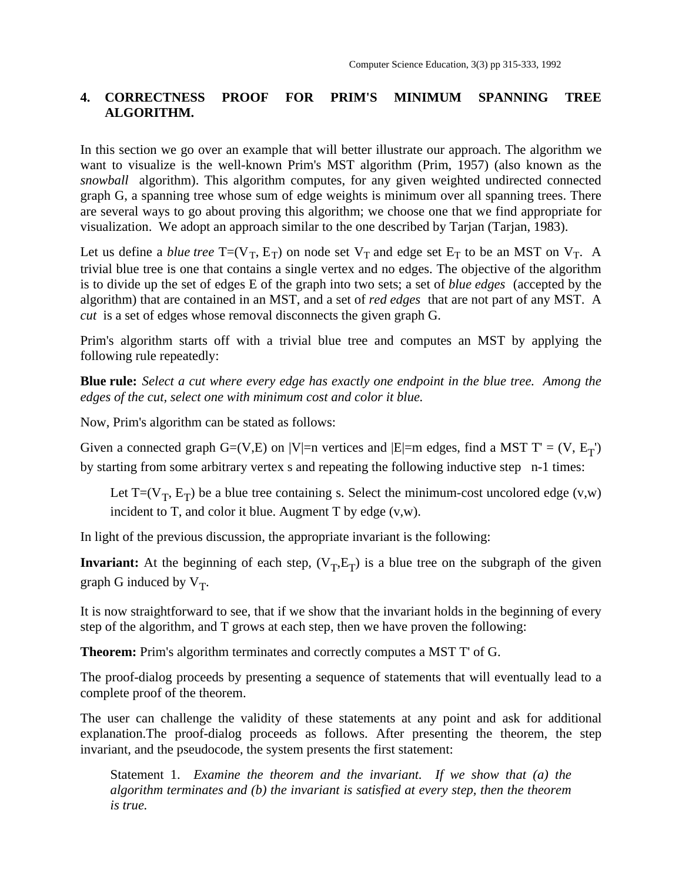## 4. CORRECTNESS PROOF FOR PRIM'S MINIMUM SPANNING TREE ALGORITHM.

In this section we go over an example that will better illustrate our approach. The algorithm we want to visualize is the well-known Prim's MST algorithm (Prim, 1957) (also known as the *snowball* algorithm). This algorithm computes, for any given weighted undirected connected graph G, a spanning tree whose sum of edge weights is minimum over all spanning trees. There are several ways to go about proving this algorithm; we choose one that we find appropriate for visualization. We adopt an approach similar to the one described by Tarjan (Tarjan, 1983).

Let us define a *blue tree* $T=(V_T, E_T)$ on node set $V_T$ and edge set $E_T$ to be an MST on $V_T$. A trivial blue tree is one that contains a single vertex and no edges. The objective of the algorithm is to divide up the set of edges E of the graph into two sets; a set of *blue edges* (accepted by the algorithm) that are contained in an MST, and a set of *red edges* that are not part of any MST. A *cut* is a set of edges whose removal disconnects the given graph G.

Prim's algorithm starts off with a trivial blue tree and computes an MST by applying the following rule repeatedly:

**Blue rule:** *Select a cut where every edge has exactly one endpoint in the blue tree. Among the edges of the cut, select one with minimum cost and color it blue.*

Now, Prim's algorithm can be stated as follows:

Given a connected graph $G=(V,E)$ on $|V|=n$ vertices and $|E|=m$ edges, find a MST $T' = (V, E_T')$ by starting from some arbitrary vertex s and repeating the following inductive step n-1 times:

> Let $T=(V_T, E_T)$ be a blue tree containing s. Select the minimum-cost uncolored edge (v,w) incident to T, and color it blue. Augment T by edge (v,w).

In light of the previous discussion, the appropriate invariant is the following:

**Invariant:** At the beginning of each step, $(V_T,E_T)$ is a blue tree on the subgraph of the given graph G induced by $V_T$.

It is now straightforward to see, that if we show that the invariant holds in the beginning of every step of the algorithm, and T grows at each step, then we have proven the following:

**Theorem:** Prim's algorithm terminates and correctly computes a MST T' of G.

The proof-dialog proceeds by presenting a sequence of statements that will eventually lead to a complete proof of the theorem.

The user can challenge the validity of these statements at any point and ask for additional explanation.The proof-dialog proceeds as follows. After presenting the theorem, the step invariant, and the pseudocode, the system presents the first statement:

> Statement 1. *Examine the theorem and the invariant. If we show that (a) the algorithm terminates and (b) the invariant is satisfied at every step, then the theorem is true.*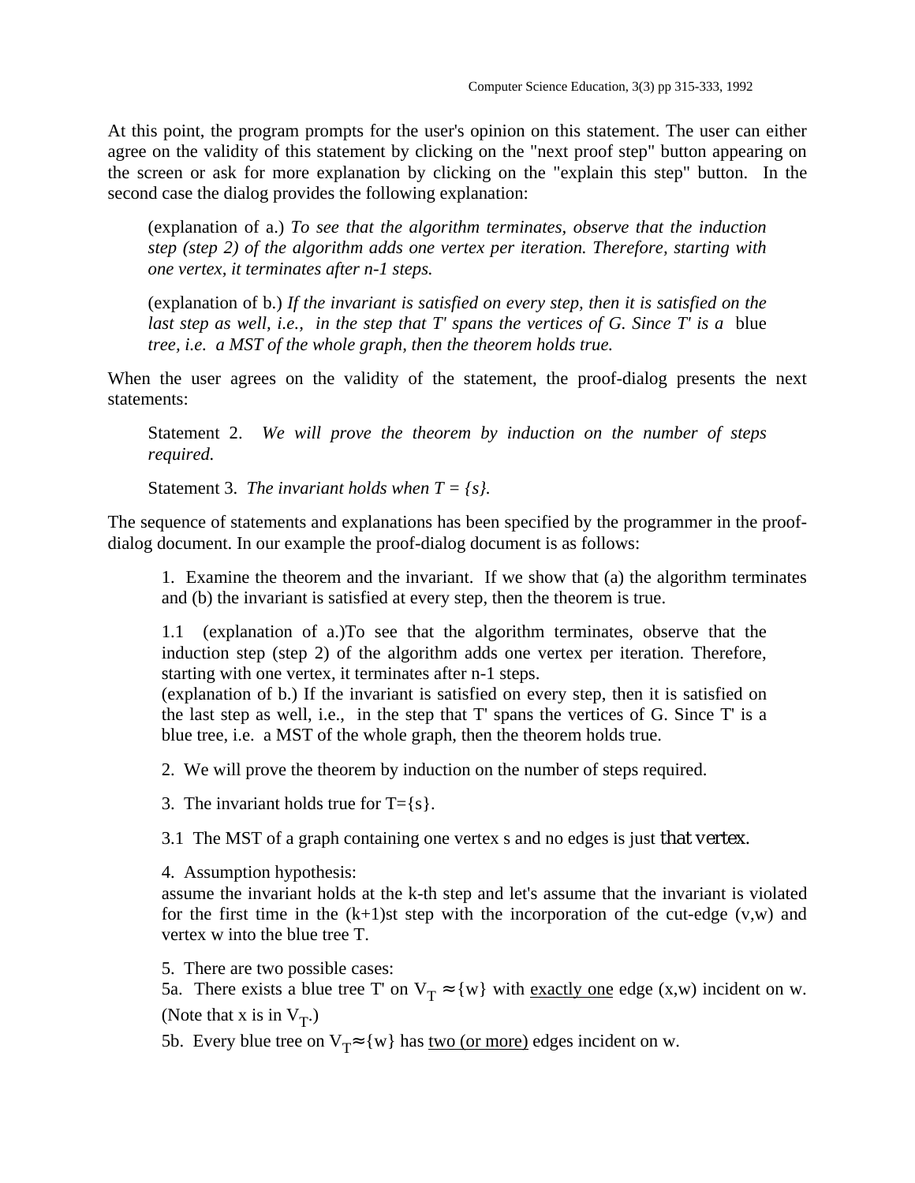At this point, the program prompts for the user's opinion on this statement. The user can either agree on the validity of this statement by clicking on the "next proof step" button appearing on the screen or ask for more explanation by clicking on the "explain this step" button. In the second case the dialog provides the following explanation:

> (explanation of a.) *To see that the algorithm terminates, observe that the induction step (step 2) of the algorithm adds one vertex per iteration. Therefore, starting with one vertex, it terminates after n-1 steps.*
>
> (explanation of b.) *If the invariant is satisfied on every step, then it is satisfied on the last step as well, i.e., in the step that T' spans the vertices of G. Since T' is a* blue *tree, i.e. a MST of the whole graph, then the theorem holds true.*

When the user agrees on the validity of the statement, the proof-dialog presents the next statements:

> Statement 2. *We will prove the theorem by induction on the number of steps required.*
>
> Statement 3. *The invariant holds when T = {s}.*

The sequence of statements and explanations has been specified by the programmer in the proof-dialog document. In our example the proof-dialog document is as follows:

> 1. Examine the theorem and the invariant. If we show that (a) the algorithm terminates and (b) the invariant is satisfied at every step, then the theorem is true.
>
> 1.1 (explanation of a.)To see that the algorithm terminates, observe that the induction step (step 2) of the algorithm adds one vertex per iteration. Therefore, starting with one vertex, it terminates after n-1 steps.
> (explanation of b.) If the invariant is satisfied on every step, then it is satisfied on the last step as well, i.e., in the step that T' spans the vertices of G. Since T' is a blue tree, i.e. a MST of the whole graph, then the theorem holds true.
>
> 2. We will prove the theorem by induction on the number of steps required.
>
> 3. The invariant holds true for T={s}.
>
> 3.1 The MST of a graph containing one vertex s and no edges is just that vertex.
>
> 4. Assumption hypothesis:
> assume the invariant holds at the k-th step and let's assume that the invariant is violated for the first time in the (k+1)st step with the incorporation of the cut-edge (v,w) and vertex w into the blue tree T.
>
> 5. There are two possible cases:
> 5a. There exists a blue tree T' on $V_T \approx \{w\}$ with <u>exactly one</u> edge (x,w) incident on w. (Note that x is in $V_T$.)
> 5b. Every blue tree on $V_T \approx \{w\}$ has <u>two (or more)</u> edges incident on w.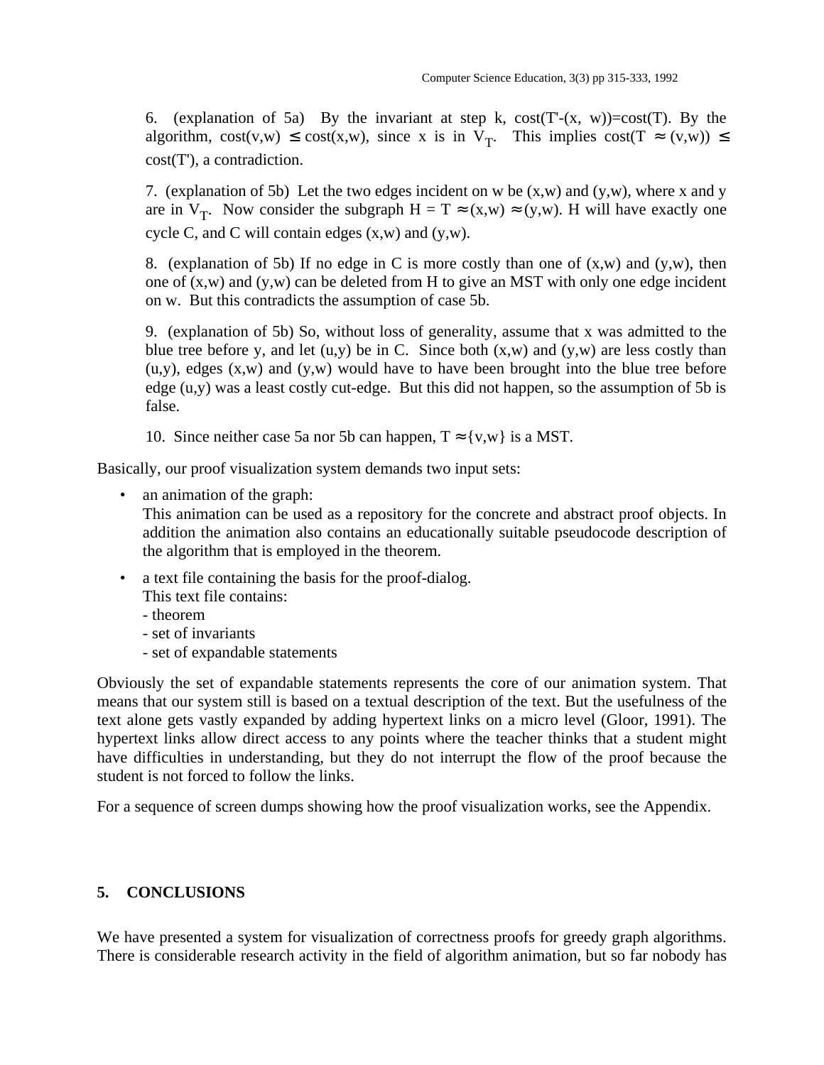6. (explanation of 5a) By the invariant at step k, cost(T'-(x, w))=cost(T). By the algorithm, cost(v,w) $\leq$ cost(x,w), since x is in $V_T$. This implies cost(T $\approx$ (v,w)) $\leq$ cost(T'), a contradiction.

7. (explanation of 5b) Let the two edges incident on w be (x,w) and (y,w), where x and y are in $V_T$. Now consider the subgraph H = T $\approx$(x,w) $\approx$(y,w). H will have exactly one cycle C, and C will contain edges (x,w) and (y,w).

8. (explanation of 5b) If no edge in C is more costly than one of (x,w) and (y,w), then one of (x,w) and (y,w) can be deleted from H to give an MST with only one edge incident on w. But this contradicts the assumption of case 5b.

9. (explanation of 5b) So, without loss of generality, assume that x was admitted to the blue tree before y, and let (u,y) be in C. Since both (x,w) and (y,w) are less costly than (u,y), edges (x,w) and (y,w) would have to have been brought into the blue tree before edge (u,y) was a least costly cut-edge. But this did not happen, so the assumption of 5b is false.

10. Since neither case 5a nor 5b can happen, T $\approx${v,w} is a MST.

Basically, our proof visualization system demands two input sets:

- an animation of the graph:
  This animation can be used as a repository for the concrete and abstract proof objects. In addition the animation also contains an educationally suitable pseudocode description of the algorithm that is employed in the theorem.
- a text file containing the basis for the proof-dialog.
  This text file contains:
  - theorem
  - set of invariants
  - set of expandable statements

Obviously the set of expandable statements represents the core of our animation system. That means that our system still is based on a textual description of the text. But the usefulness of the text alone gets vastly expanded by adding hypertext links on a micro level (Gloor, 1991). The hypertext links allow direct access to any points where the teacher thinks that a student might have difficulties in understanding, but they do not interrupt the flow of the proof because the student is not forced to follow the links.

For a sequence of screen dumps showing how the proof visualization works, see the Appendix.

## 5. CONCLUSIONS

We have presented a system for visualization of correctness proofs for greedy graph algorithms. There is considerable research activity in the field of algorithm animation, but so far nobody has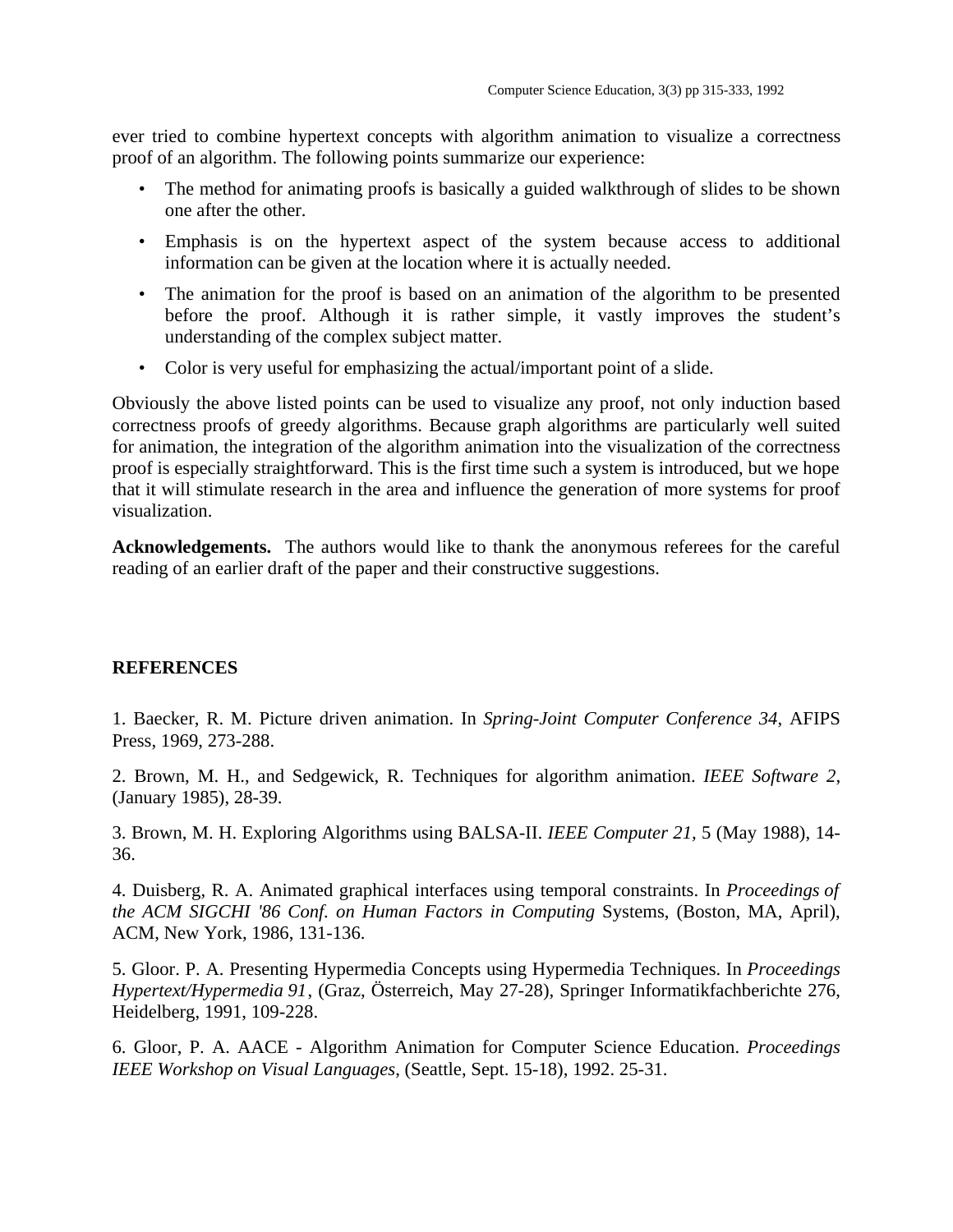ever tried to combine hypertext concepts with algorithm animation to visualize a correctness proof of an algorithm. The following points summarize our experience:

- The method for animating proofs is basically a guided walkthrough of slides to be shown one after the other.
- Emphasis is on the hypertext aspect of the system because access to additional information can be given at the location where it is actually needed.
- The animation for the proof is based on an animation of the algorithm to be presented before the proof. Although it is rather simple, it vastly improves the student's understanding of the complex subject matter.
- Color is very useful for emphasizing the actual/important point of a slide.

Obviously the above listed points can be used to visualize any proof, not only induction based correctness proofs of greedy algorithms. Because graph algorithms are particularly well suited for animation, the integration of the algorithm animation into the visualization of the correctness proof is especially straightforward. This is the first time such a system is introduced, but we hope that it will stimulate research in the area and influence the generation of more systems for proof visualization.

**Acknowledgements.** The authors would like to thank the anonymous referees for the careful reading of an earlier draft of the paper and their constructive suggestions.

## REFERENCES

1. Baecker, R. M. Picture driven animation. In *Spring-Joint Computer Conference 34,* AFIPS Press, 1969, 273-288.

2. Brown, M. H., and Sedgewick, R. Techniques for algorithm animation. *IEEE Software 2,* (January 1985), 28-39.

3. Brown, M. H. Exploring Algorithms using BALSA-II. *IEEE Computer 21,* 5 (May 1988), 14-36.

4. Duisberg, R. A. Animated graphical interfaces using temporal constraints. In *Proceedings of the ACM SIGCHI '86 Conf. on Human Factors in Computing* Systems, (Boston, MA, April), ACM, New York, 1986, 131-136.

5. Gloor. P. A. Presenting Hypermedia Concepts using Hypermedia Techniques. In *Proceedings Hypertext/Hypermedia 91*, (Graz, Österreich, May 27-28), Springer Informatikfachberichte 276, Heidelberg, 1991, 109-228.

6. Gloor, P. A. AACE - Algorithm Animation for Computer Science Education. *Proceedings IEEE Workshop on Visual Languages*, (Seattle, Sept. 15-18), 1992. 25-31.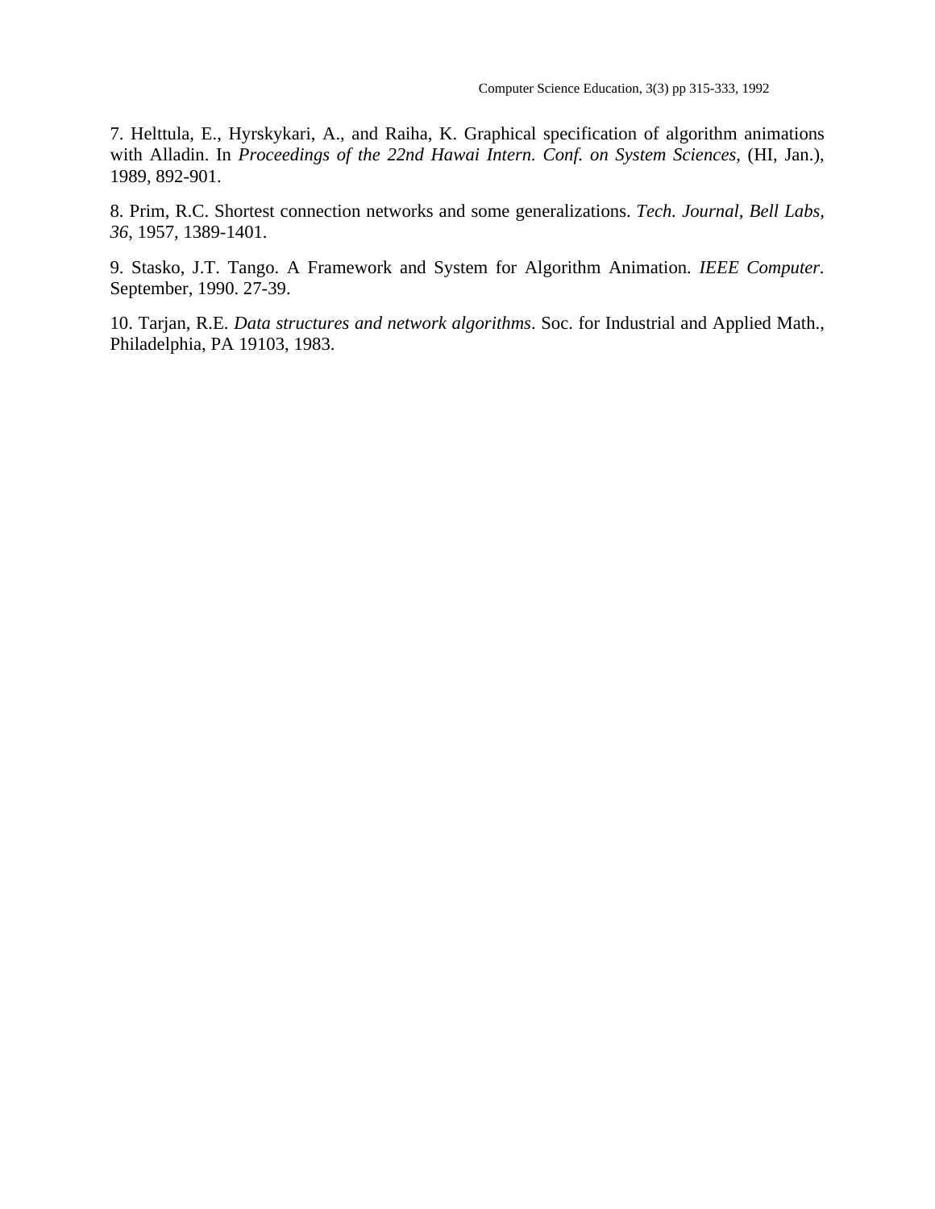7. Helttula, E., Hyrskykari, A., and Raiha, K. Graphical specification of algorithm animations with Alladin. In *Proceedings of the 22nd Hawai Intern. Conf. on System Sciences*, (HI, Jan.), 1989, 892-901.

8. Prim, R.C. Shortest connection networks and some generalizations. *Tech. Journal, Bell Labs, 36*, 1957, 1389-1401.

9. Stasko, J.T. Tango. A Framework and System for Algorithm Animation. *IEEE Computer.* September, 1990. 27-39.

10. Tarjan, R.E. *Data structures and network algorithms*. Soc. for Industrial and Applied Math., Philadelphia, PA 19103, 1983.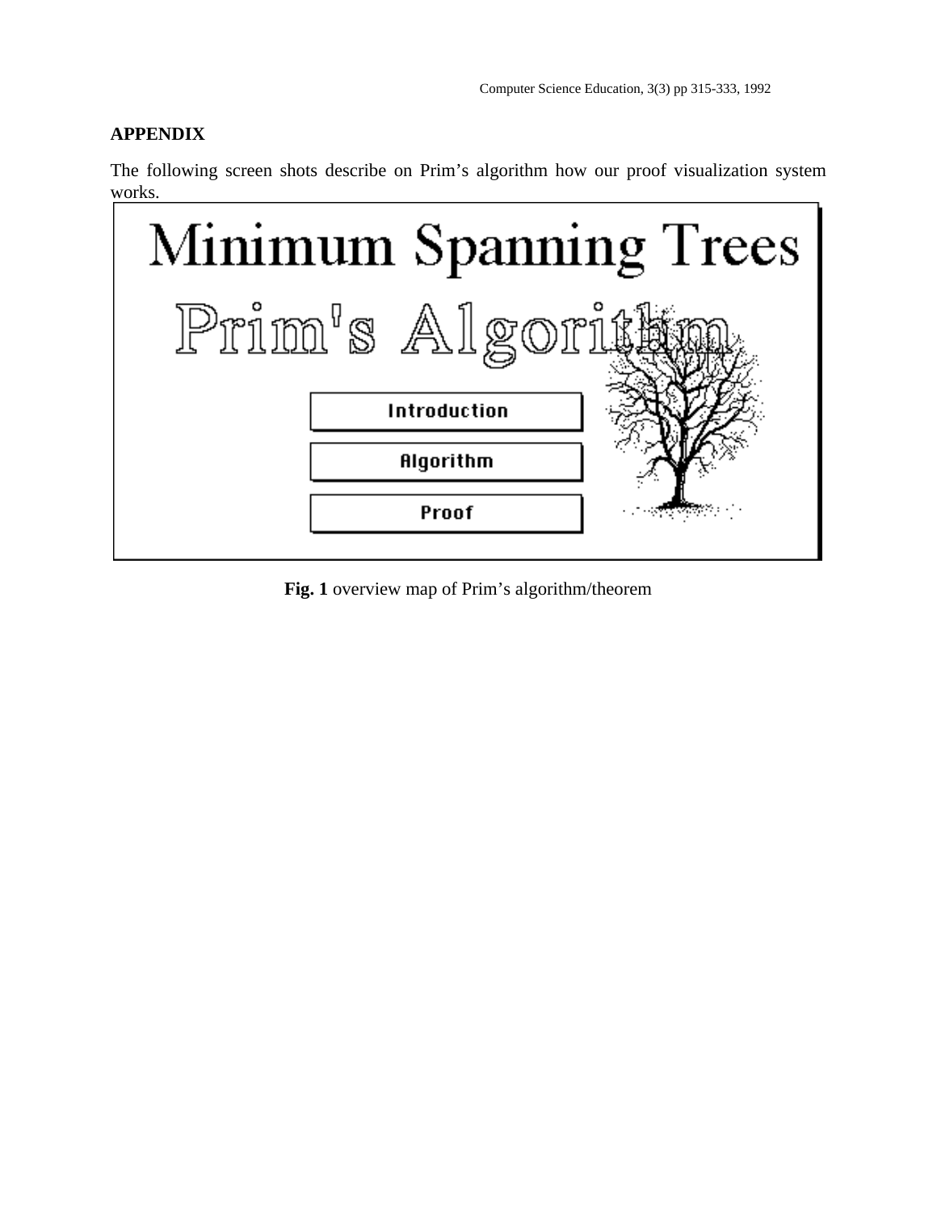## APPENDIX

The following screen shots describe on Prim's algorithm how our proof visualization system works.

Minimum Spanning Trees

Prim's Algorithm

Introduction

Algorithm

Proof

**Fig. 1** overview map of Prim's algorithm/theorem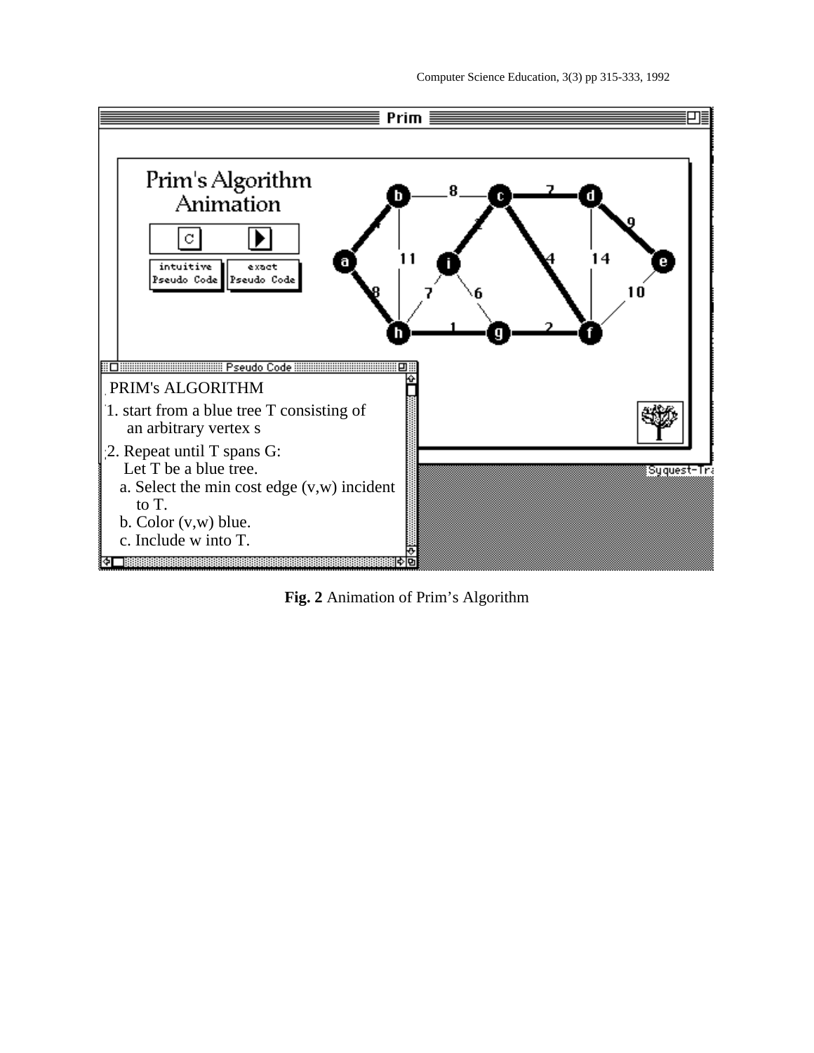PRIM's ALGORITHM

1. start from a blue tree T consisting of an arbitrary vertex s

2. Repeat until T spans G:
   Let T be a blue tree.
   a. Select the min cost edge (v,w) incident to T.
   b. Color (v,w) blue.
   c. Include w into T.

**Fig. 2** Animation of Prim's Algorithm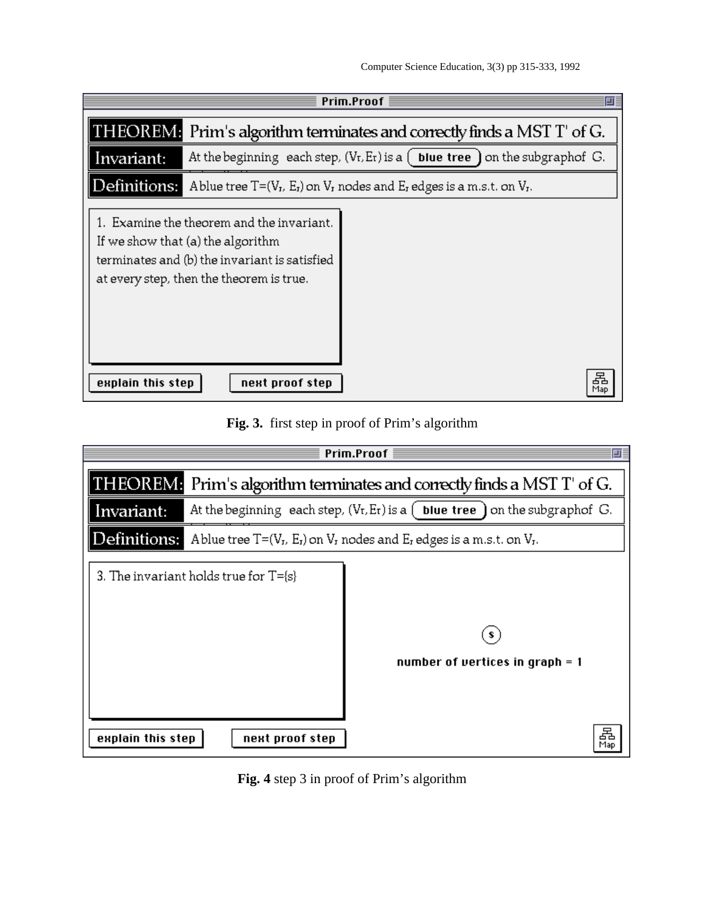Prim.Proof

THEOREM: Prim's algorithm terminates and correctly finds a MST T' of G.

Invariant: At the beginning each step, $(V_T, E_T)$ is a blue tree on the subgraphof G.

Definitions: A blue tree $T=(V_T, E_T)$ on $V_T$ nodes and $E_T$ edges is a m.s.t. on $V_T$.

1. Examine the theorem and the invariant. If we show that (a) the algorithm terminates and (b) the invariant is satisfied at every step, then the theorem is true.

explain this step | next proof step | Map

**Fig. 3.** first step in proof of Prim's algorithm

Prim.Proof

THEOREM: Prim's algorithm terminates and correctly finds a MST T' of G.

Invariant: At the beginning each step, $(V_T, E_T)$ is a blue tree on the subgraphof G.

Definitions: A blue tree $T=(V_T, E_T)$ on $V_T$ nodes and $E_T$ edges is a m.s.t. on $V_T$.

3. The invariant holds true for T={s}

s

number of vertices in graph = 1

explain this step | next proof step | Map

**Fig. 4** step 3 in proof of Prim's algorithm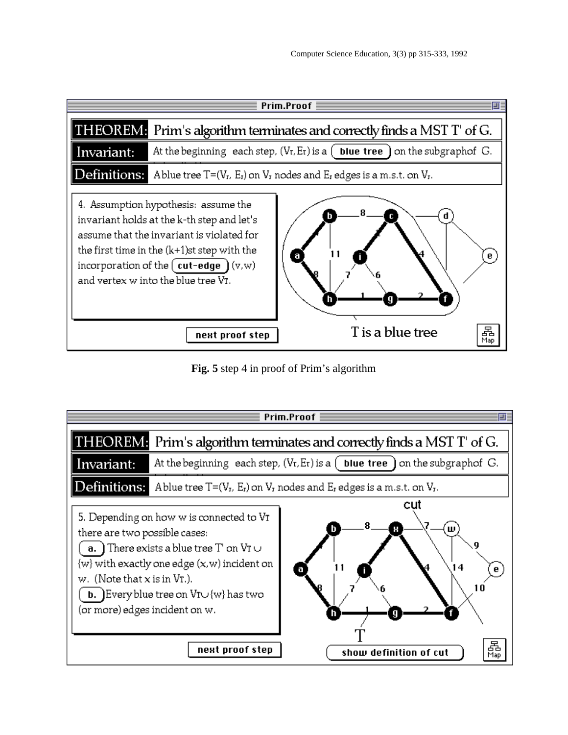**Prim.Proof**

**THEOREM:** Prim's algorithm terminates and correctly finds a MST T' of G.

**Invariant:** At the beginning each step, $(V_T, E_T)$ is a **blue tree** on the subgraph of G.

**Definitions:** A blue tree $T=(V_T, E_T)$ on $V_T$ nodes and $E_T$ edges is a m.s.t. on $V_T$.

4. Assumption hypothesis: assume the invariant holds at the k-th step and let's assume that the invariant is violated for the first time in the (k+1)st step with the incorporation of the **cut-edge** (v,w) and vertex w into the blue tree $V_T$.

T is a blue tree

next proof step

**Fig. 5** step 4 in proof of Prim's algorithm

**Prim.Proof**

**THEOREM:** Prim's algorithm terminates and correctly finds a MST T' of G.

**Invariant:** At the beginning each step, $(V_T, E_T)$ is a **blue tree** on the subgraph of G.

**Definitions:** A blue tree $T=(V_T, E_T)$ on $V_T$ nodes and $E_T$ edges is a m.s.t. on $V_T$.

5. Depending on how w is connected to $V_T$ there are two possible cases:

**a.** There exists a blue tree T' on $V_T \cup \{w\}$ with exactly one edge (x,w) incident on w. (Note that x is in $V_T$.).

**b.** Every blue tree on $V_T \cup \{w\}$ has two (or more) edges incident on w.

cut

T

next proof step

show definition of cut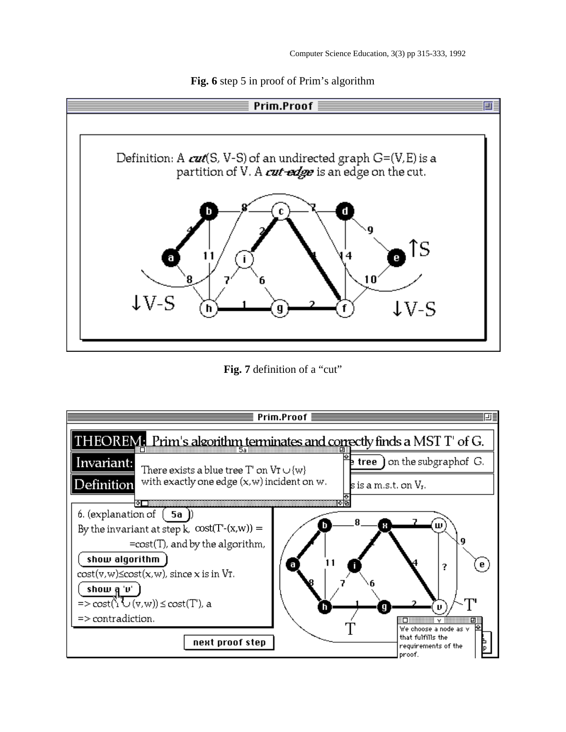**Fig. 6** step 5 in proof of Prim's algorithm

**Fig. 7** definition of a "cut"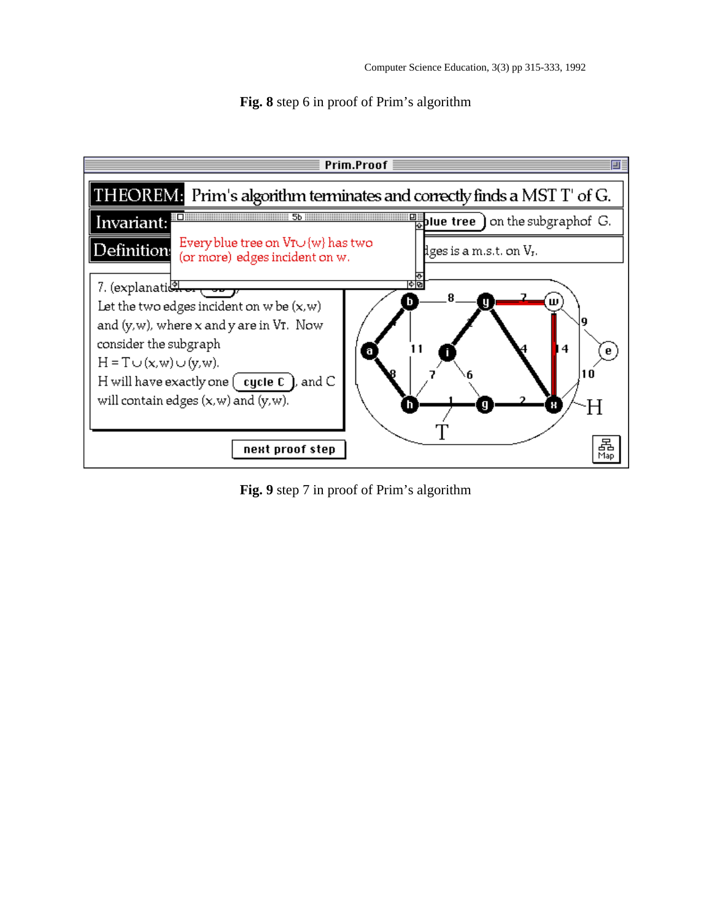**Fig. 8** step 6 in proof of Prim's algorithm

Prim.Proof

THEOREM: Prim's algorithm terminates and correctly finds a MST T' of G.

Invariant: ... blue tree on the subgraph of G.

Definition: ... edges is a m.s.t. on $V_T$.

5b

Every blue tree on $V_T \cup \{w\}$ has two (or more) edges incident on w.

7. (explanation of 5b):
Let the two edges incident on w be (x,w) and (y,w), where x and y are in $V_T$. Now consider the subgraph
$H = T \cup (x,w) \cup (y,w)$.
H will have exactly one cycle C, and C will contain edges (x,w) and (y,w).

next proof step

Map

**Fig. 9** step 7 in proof of Prim's algorithm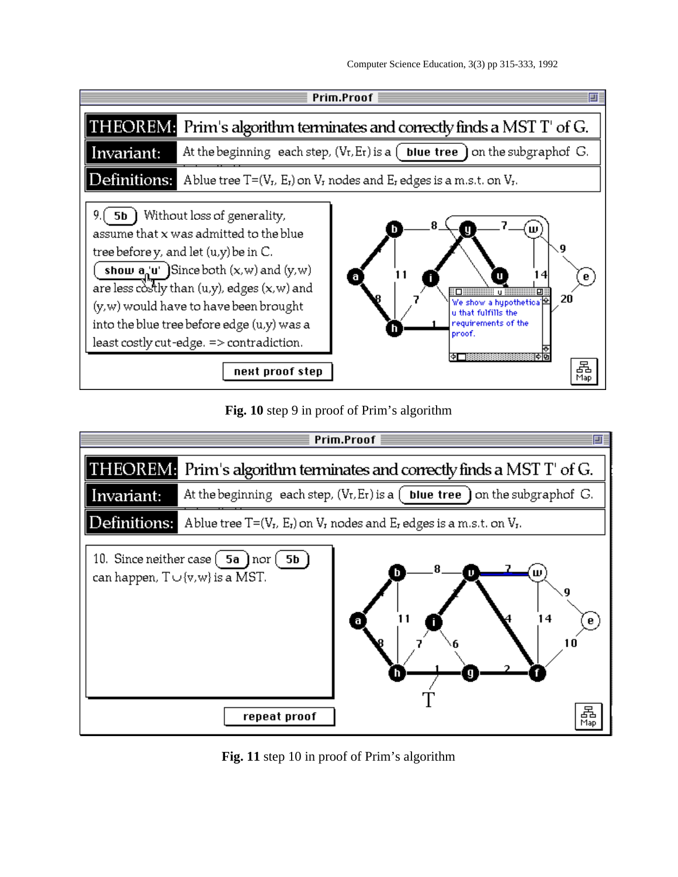Prim.Proof

THEOREM: Prim's algorithm terminates and correctly finds a MST T' of G.

Invariant: At the beginning each step, $(V_T, E_T)$ is a blue tree on the subgraph of G.

Definitions: A blue tree $T=(V_T, E_T)$ on $V_T$ nodes and $E_T$ edges is a m.s.t. on $V_T$.

9. 5b Without loss of generality, assume that x was admitted to the blue tree before y, and let (u,y) be in C. show a 'u' Since both (x,w) and (y,w) are less costly than (u,y), edges (x,w) and (y,w) would have to have been brought into the blue tree before edge (u,y) was a least costly cut-edge. => contradiction.

We show a hypothetical u that fulfills the requirements of the proof.

next proof step

Map

**Fig. 10** step 9 in proof of Prim's algorithm

Prim.Proof

THEOREM: Prim's algorithm terminates and correctly finds a MST T' of G.

Invariant: At the beginning each step, $(V_T, E_T)$ is a blue tree on the subgraph of G.

Definitions: A blue tree $T=(V_T, E_T)$ on $V_T$ nodes and $E_T$ edges is a m.s.t. on $V_T$.

10. Since neither case 5a nor 5b can happen, $T \cup \{v,w\}$ is a MST.

repeat proof

Map

**Fig. 11** step 10 in proof of Prim's algorithm